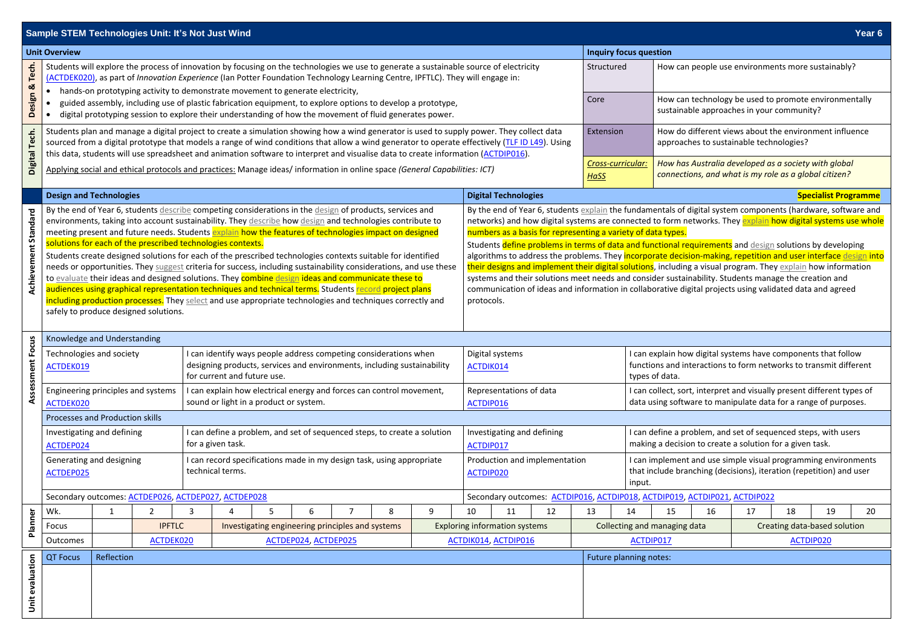# Sample STEM Technologies Unit: It's Not Just Wind — Year 6

## Unit Overview

**Design & Tech.**

Students will explore the process of innovation by focusing on the technologies we use to generate a sustainable source of electricity (ACTDEK020), as part of *Innovation Experience* (Ian Potter Foundation Technology Learning Centre, IPFTLC). They will engage in:

- hands-on prototyping activity to demonstrate movement to generate electricity,
- guided assembly, including use of plastic fabrication equipment, to explore options to develop a prototype,
- digital prototyping session to explore their understanding of how the movement of fluid generates power.

**Digital Tech.**

Students plan and manage a digital project to create a simulation showing how a wind generator is used to supply power. They collect data sourced from a digital prototype that models a range of wind conditions that allow a wind generator to operate effectively (TLF ID L49). Using this data, students will use spreadsheet and animation software to interpret and visualise data to create information (ACTDIP016).

Applying social and ethical protocols and practices: Manage ideas/ information in online space *(General Capabilities: ICT)*

## Inquiry focus question

| | |
|---|---|
| Structured | How can people use environments more sustainably? |
| Core | How can technology be used to promote environmentally sustainable approaches in your community? |
| Extension | How do different views about the environment influence approaches to sustainable technologies? |
| *Cross-curricular: HaSS* | *How has Australia developed as a society with global connections, and what is my role as a global citizen?* |

## Achievement Standard

| Design and Technologies | Digital Technologies — **Specialist Programme** |
|---|---|
| By the end of Year 6, students describe competing considerations in the design of products, services and environments, taking into account sustainability. They describe how design and technologies contribute to meeting present and future needs. Students **explain how the features of technologies impact on designed solutions for each of the prescribed technologies contexts.** Students create designed solutions for each of the prescribed technologies contexts suitable for identified needs or opportunities. They suggest criteria for success, including sustainability considerations, and use these to evaluate their ideas and designed solutions. They **combine design ideas and communicate these to audiences using graphical representation techniques and technical terms.** Students **record project plans including production processes.** They select and use appropriate technologies and techniques correctly and safely to produce designed solutions. | By the end of Year 6, students explain the fundamentals of digital system components (hardware, software and networks) and how digital systems are connected to form networks. They **explain how digital systems use whole numbers as a basis for representing a variety of data types.** Students **define problems in terms of data and functional requirements** and design solutions by developing algorithms to address the problems. They **incorporate decision-making, repetition and user interface design into their designs and implement their digital solutions**, including a visual program. They explain how information systems and their solutions meet needs and consider sustainability. Students manage the creation and communication of ideas and information in collaborative digital projects using validated data and agreed protocols. |

## Assessment Focus

| Design and Technologies | | Digital Technologies | |
|---|---|---|---|
| **Knowledge and Understanding** | | | |
| Technologies and society ACTDEK019 | I can identify ways people address competing considerations when designing products, services and environments, including sustainability for current and future use. | Digital systems ACTDIK014 | I can explain how digital systems have components that follow functions and interactions to form networks to transmit different types of data. |
| Engineering principles and systems ACTDEK020 | I can explain how electrical energy and forces can control movement, sound or light in a product or system. | Representations of data ACTDIP016 | I can collect, sort, interpret and visually present different types of data using software to manipulate data for a range of purposes. |
| **Processes and Production skills** | | | |
| Investigating and defining ACTDEP024 | I can define a problem, and set of sequenced steps, to create a solution for a given task. | Investigating and defining ACTDIP017 | I can define a problem, and set of sequenced steps, with users making a decision to create a solution for a given task. |
| Generating and designing ACTDEP025 | I can record specifications made in my design task, using appropriate technical terms. | Production and implementation ACTDIP020 | I can implement and use simple visual programming environments that include branching (decisions), iteration (repetition) and user input. |
| Secondary outcomes: ACTDEP026, ACTDEP027, ACTDEP028 | | Secondary outcomes: ACTDIP016, ACTDIP018, ACTDIP019, ACTDIP021, ACTDIP022 | |

## Planner

| Wk. | 1 | 2 | 3 | 4 | 5 | 6 | 7 | 8 | 9 | 10 | 11 | 12 | 13 | 14 | 15 | 16 | 17 | 18 | 19 | 20 |
|---|---|---|---|---|---|---|---|---|---|---|---|---|---|---|---|---|---|---|---|---|
| Focus | | IPFTLC | | Investigating engineering principles and systems | | | | | Exploring information systems | | | | Collecting and managing data | | | | Creating data-based solution | | | |
| Outcomes | | ACTDEK020 | | ACTDEP024, ACTDEP025 | | | | | ACTDIK014, ACTDIP016 | | | | ACTDIP017 | | | | ACTDIP020 | | | |

## Unit evaluation

| QT Focus | Reflection | Future planning notes: |
|---|---|---|
| | | |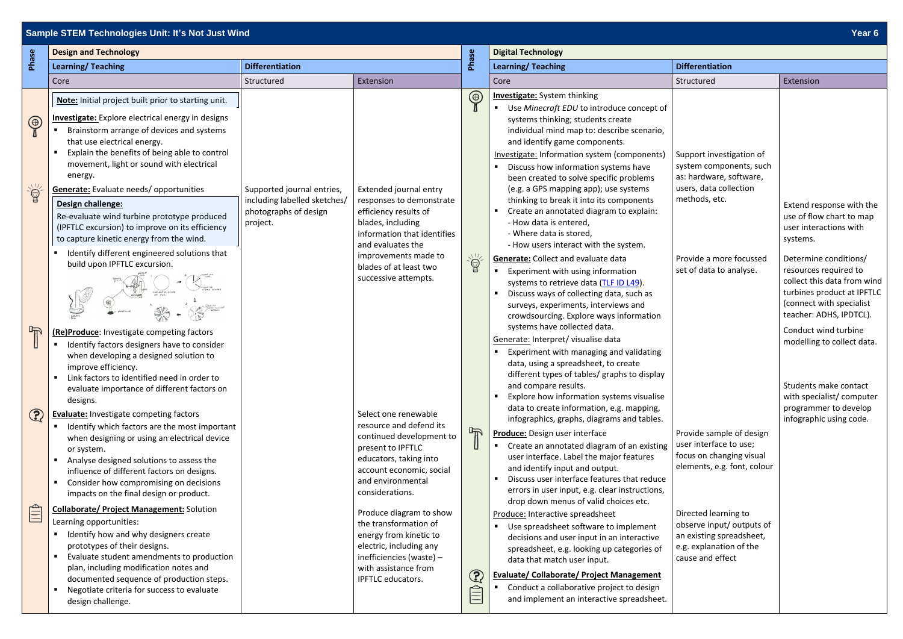# Sample STEM Technologies Unit: It's Not Just Wind

Year 6

## Design and Technology

| Phase | Learning/ Teaching – Core | Differentiation – Structured | Differentiation – Extension |
|---|---|---|---|
| | **Note:** Initial project built prior to starting unit. | | |
| Investigate | **Investigate:** Explore electrical energy in designs<br>▪ Brainstorm arrange of devices and systems that use electrical energy.<br>▪ Explain the benefits of being able to control movement, light or sound with electrical energy. | | |
| Generate | **Generate:** Evaluate needs/ opportunities<br>**Design challenge:** Re-evaluate wind turbine prototype produced (IPFTLC excursion) to improve on its efficiency to capture kinetic energy from the wind.<br>▪ Identify different engineered solutions that build upon IPFTLC excursion. | Supported journal entries, including labelled sketches/ photographs of design project. | Extended journal entry responses to demonstrate efficiency results of blades, including information that identifies and evaluates the improvements made to blades of at least two successive attempts. |
| Produce | **(Re)Produce**: Investigate competing factors<br>▪ Identify factors designers have to consider when developing a designed solution to improve efficiency.<br>▪ Link factors to identified need in order to evaluate importance of different factors on designs. | | |
| Evaluate | **Evaluate:** Investigate competing factors<br>▪ Identify which factors are the most important when designing or using an electrical device or system.<br>▪ Analyse designed solutions to assess the influence of different factors on designs.<br>▪ Consider how compromising on decisions impacts on the final design or product. | | Select one renewable resource and defend its continued development to present to IPFTLC educators, taking into account economic, social and environmental considerations. |
| Collaborate/ Project Management | **Collaborate/ Project Management:** Solution<br>Learning opportunities:<br>▪ Identify how and why designers create prototypes of their designs.<br>▪ Evaluate student amendments to production plan, including modification notes and documented sequence of production steps.<br>▪ Negotiate criteria for success to evaluate design challenge. | | Produce diagram to show the transformation of energy from kinetic to electric, including any inefficiencies (waste) – with assistance from IPFTLC educators. |

## Digital Technology

| Phase | Learning/ Teaching – Core | Differentiation – Structured | Differentiation – Extension |
|---|---|---|---|
| Investigate | **Investigate:** System thinking<br>▪ Use *Minecraft EDU* to introduce concept of systems thinking; students create individual mind map to: describe scenario, and identify game components. | | |
| | Investigate: Information system (components)<br>▪ Discuss how information systems have been created to solve specific problems (e.g. a GPS mapping app); use systems thinking to break it into its components<br>▪ Create an annotated diagram to explain:<br>- How data is entered,<br>- Where data is stored,<br>- How users interact with the system. | Support investigation of system components, such as: hardware, software, users, data collection methods, etc. | Extend response with the use of flow chart to map user interactions with systems. |
| Generate | **Generate:** Collect and evaluate data<br>▪ Experiment with using information systems to retrieve data (TLF ID L49).<br>▪ Discuss ways of collecting data, such as surveys, experiments, interviews and crowdsourcing. Explore ways information systems have collected data. | Provide a more focussed set of data to analyse. | Determine conditions/ resources required to collect this data from wind turbines product at IPFTLC (connect with specialist teacher: ADHS, IPDTCL).<br>Conduct wind turbine modelling to collect data. |
| | Generate: Interpret/ visualise data<br>▪ Experiment with managing and validating data, using a spreadsheet, to create different types of tables/ graphs to display and compare results.<br>▪ Explore how information systems visualise data to create information, e.g. mapping, infographics, graphs, diagrams and tables. | | Students make contact with specialist/ computer programmer to develop infographic using code. |
| Produce | **Produce:** Design user interface<br>▪ Create an annotated diagram of an existing user interface. Label the major features and identify input and output.<br>▪ Discuss user interface features that reduce errors in user input, e.g. clear instructions, drop down menus of valid choices etc. | Provide sample of design user interface to use; focus on changing visual elements, e.g. font, colour | |
| | Produce: Interactive spreadsheet<br>▪ Use spreadsheet software to implement decisions and user input in an interactive spreadsheet, e.g. looking up categories of data that match user input. | Directed learning to observe input/ outputs of an existing spreadsheet, e.g. explanation of the cause and effect | |
| Evaluate/ Collaborate/ Project Management | **Evaluate/ Collaborate/ Project Management**<br>▪ Conduct a collaborative project to design and implement an interactive spreadsheet. | | |